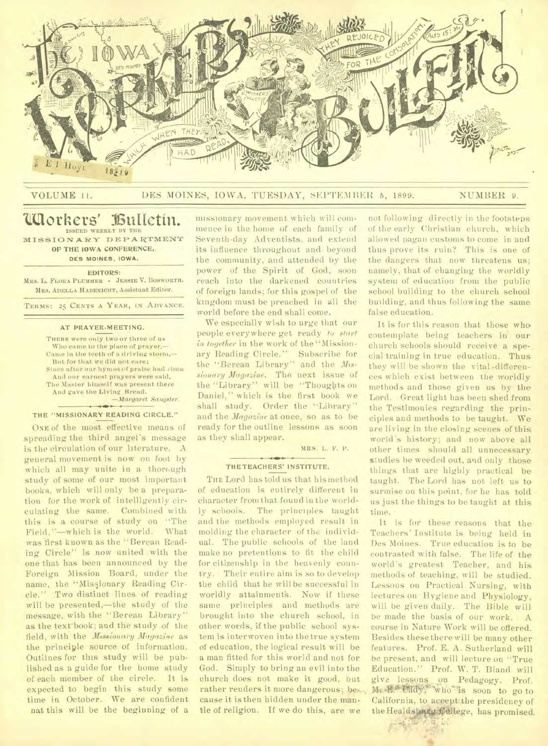# The Iowa Workers' Bulletin

VOLUME 11. DES MOINES, IOWA, TUESDAY, SEPTEMBER 5, 1899. NUMBER 9.

## Workers' Bulletin.

ISSUED WEEKLY BY THE MISSIONARY DEPARTMENT OF THE IOWA CONFERENCE, DES MOINES, IOWA.

EDITORS:
MRS. L. FLORA PLUMMER - JESSIE V. BOSWORTH.
MRS. ADELLA HABENICHT, Assistant Editor.

TERMS: 25 CENTS A YEAR, IN ADVANCE.

### AT PRAYER-MEETING.

THERE were only two or three of us
Who came to the place of prayer,—
Came in the teeth of a driving storm,—
But for that we did not care;
Since after our hymns of praise had risen
And our earnest prayers were said,
The Master himself was present there
And gave the Living Bread.
—*Margaret Sangster.*

### THE "MISSIONARY READING CIRCLE."

ONE of the most effective means of spreading the third angel's message is the circulation of our literature. A general movement is now on foot by which all may unite in a thorough study of some of our most important books, which will only be a preparation for the work of intelligently circulating the same. Combined with this is a course of study on "The Field,"—which is the world. What was first known as the "Berean Reading Circle" is now united with the one that has been announced by the Foreign Mission Board, under the name, the "Missionary Reading Circle." Two distinct lines of reading will be presented,—the study of the message, with the "Berean Library" as the text book; and the study of the field, with the *Missionary Magazine* as the principle source of information. Outlines for this study will be published as a guide for the home study of each member of the circle. It is expected to begin this study some time in October. We are confident that this will be the beginning of a missionary movement which will commence in the home of each family of Seventh-day Adventists, and extend its influence throughout and beyond the community, and attended by the power of the Spirit of God, soon reach into the darkened countries of foreign lands; for this gospel of the kingdom must be preached in all the world before the end shall come.

We especially wish to urge that our people everywhere get ready *to start in together* in the work of the "Missionary Reading Circle." Subscribe for the "Berean Library" and the *Missionary Magazine*. The next issue of the "Library" will be "Thoughts on Daniel," which is the first book we shall study. Order the "Library" and the *Magazine* at once, so as to be ready for the outline lessons as soon as they shall appear.

MRS. L. F. P.

### THE TEACHERS' INSTITUTE.

THE Lord has told us that his method of education is entirely different in character from that found in the worldly schools. The principles taught and the methods employed result in molding the character of the individual. The public schools of the land make no pretentions to fit the child for citizenship in the heavenly country. Their entire aim is so to develop the child that he will be successful in worldly attainments. Now if these same principles and methods are brought into the church school, in other words, if the public school system is interwoven into the true system of education, the logical result will be a man fitted for this world and not for God. Simply to bring an evil into the church does not make it good, but rather renders it more dangerous; because it is then hidden under the mantle of religion. If we do this, are we not following directly in the footsteps of the early Christian church, which allowed pagan customs to come in and thus prove its ruin? This is one of the dangers that now threatens us; namely, that of changing the worldly system of education from the public school building to the church school building, and thus following the same false education.

It is for this reason that those who contemplate being teachers in our church schools should receive a special training in true education. Thus they will be shown the vital differences which exist between the worldly methods and those given us by the Lord. Great light has been shed from the Testimonies regarding the principles and methods to be taught. We are living in the closing scenes of this world's history; and now above all other times should all unnecessary studies be weeded out, and only those things that are highly practical be taught. The Lord has not left us to surmise on this point, for he has told us just the things to be taught at this time.

It is for these reasons that the Teachers' Institute is being held in Des Moines. True education is to be contrasted with false. The life of the world's greatest Teacher, and his methods of teaching, will be studied. Lessons on Practical Nursing, with lectures on Hygiene and Physiology, will be given daily. The Bible will be made the basis of our work. A course in Nature Work will be offered. Besides these there will be many other features. Prof. E. A. Sutherland will be present, and will lecture on "True Education." Prof. W. T. Bland will give lessons on Pedagogy. Prof. M. E. Cady, who is soon to go to California, to accept the presidency of the Healdsburg College, has promised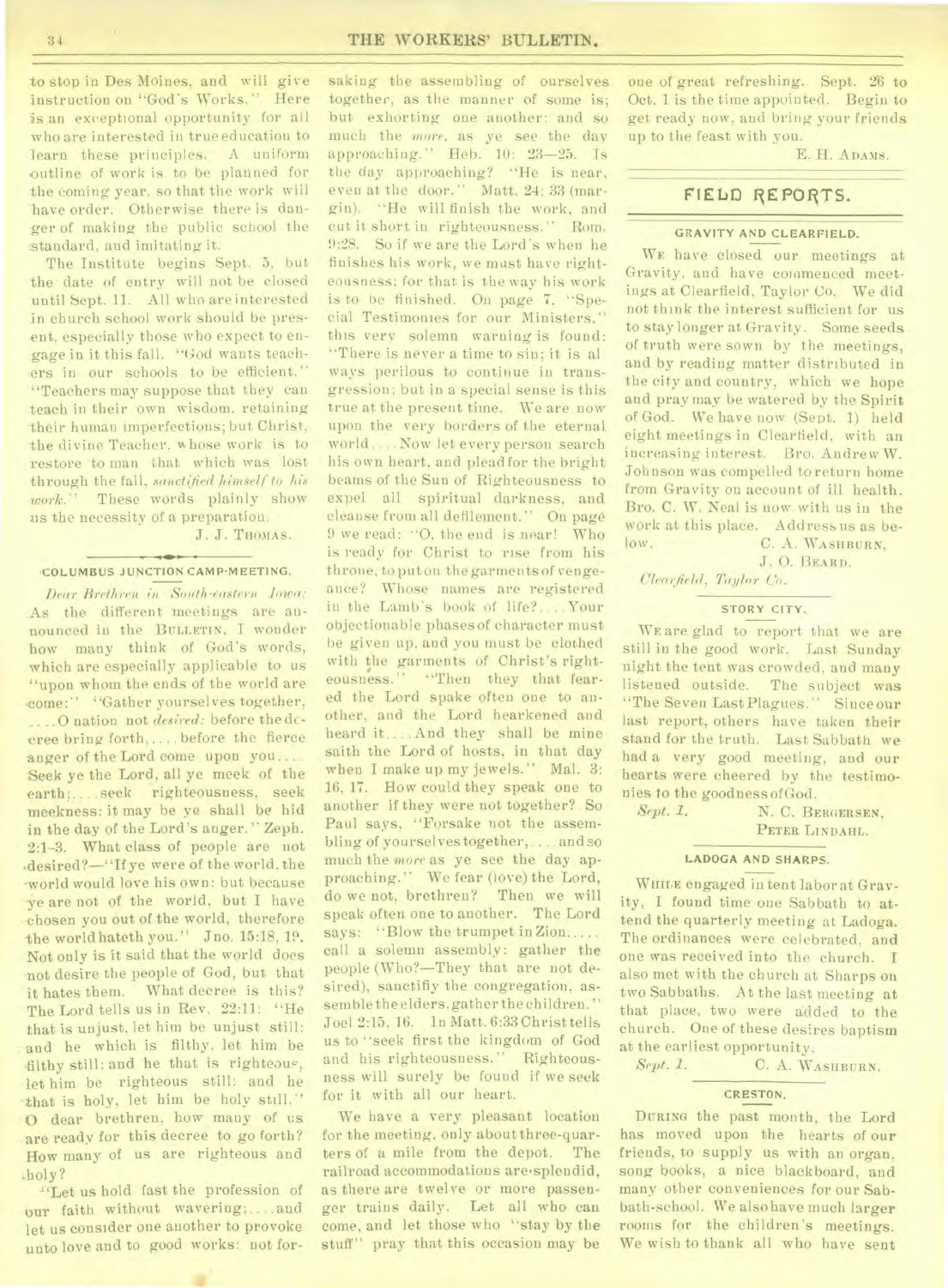to stop in Des Moines, and will give instruction on "God's Works." Here is an exceptional opportunity for all who are interested in true education to learn these principles. A uniform outline of work is to be planned for the coming year, so that the work will have order. Otherwise there is danger of making the public school the standard, and imitating it.

The Institute begins Sept. 5, but the date of entry will not be closed until Sept. 11. All who are interested in church school work should be present, especially those who expect to engage in it this fall. "God wants teachers in our schools to be efficient." "Teachers may suppose that they can teach in their own wisdom, retaining their human imperfections; but Christ, the divine Teacher, whose work is to restore to man that which was lost through the fall, *sanctified himself to his work.*" These words plainly show us the necessity of a preparation.

J. J. THOMAS.

## COLUMBUS JUNCTION CAMP-MEETING.

*Dear Brethren in South-eastern Iowa:* As the different meetings are announced in the BULLETIN, I wonder how many think of God's words, which are especially applicable to us "upon whom the ends of the world are come:" "Gather yourselves together, .....O nation not *desired:* before the decree bring forth,.... before the fierce anger of the Lord come upon you.... Seek ye the Lord, all ye meek of the earth;.... seek righteousness, seek meekness: it may be ye shall be hid in the day of the Lord's anger." Zeph. 2:1-3. What class of people are not desired?—"If ye were of the world, the world would love his own: but because ye are not of the world, but I have chosen you out of the world, therefore the world hateth you." Jno. 15:18, 19. Not only is it said that the world does not desire the people of God, but that it hates them. What decree is this? The Lord tells us in Rev. 22:11: "He that is unjust, let him be unjust still: and he which is filthy, let him be filthy still: and he that is righteous, let him be righteous still: and he that is holy, let him be holy still." O dear brethren, how many of us are ready for this decree to go forth? How many of us are righteous and holy?

"Let us hold fast the profession of our faith without wavering;....and let us consider one another to provoke unto love and to good works: not forsaking the assembling of ourselves together, as the manner of some is; but exhorting one another: and so much the *more*, as ye see the day approaching." Heb. 10: 23—25. Is the day approaching? "He is near, even at the door." Matt. 24: 33 (margin). "He will finish the work, and cut it short in righteousness." Rom. 9:28. So if we are the Lord's when he finishes his work, we must have righteousness: for that is the way his work is to be finished. On page 7, "Special Testimonies for our Ministers," this very solemn warning is found: "There is never a time to sin; it is always perilous to continue in transgression; but in a special sense is this true at the present time. We are now upon the very borders of the eternal world.... Now let every person search his own heart, and plead for the bright beams of the Sun of Righteousness to expel all spiritual darkness, and cleanse from all defilement." On page 9 we read: "O, the end is near! Who is ready for Christ to rise from his throne, to put on the garments of vengeance? Whose names are registered in the Lamb's book of life?.... Your objectionable phases of character must be given up, and you must be clothed with the garments of Christ's righteousness." "Then they that feared the Lord spake often one to another, and the Lord hearkened and heard it.... And they shall be mine saith the Lord of hosts, in that day when I make up my jewels." Mal. 3: 16, 17. How could they speak one to another if they were not together? So Paul says, "Forsake not the assembling of yourselves together,.... and so much the *more* as ye see the day approaching." We fear (love) the Lord, do we not, brethren? Then we will speak often one to another. The Lord says: "Blow the trumpet in Zion..... call a solemn assembly: gather the people (Who?—They that are not desired), sanctify the congregation, assemble the elders, gather the children." Joel 2:15, 16. In Matt. 6:33 Christ tells us to "seek first the kingdom of God and his righteousness." Righteousness will surely be found if we seek for it with all our heart.

We have a very pleasant location for the meeting, only about three-quarters of a mile from the depot. The railroad accommodations are splendid, as there are twelve or more passenger trains daily. Let all who can come, and let those who "stay by the stuff" pray that this occasion may be one of great refreshing. Sept. 26 to Oct. 1 is the time appointed. Begin to get ready now, and bring your friends up to the feast with you.

E. H. ADAMS.

# FIELD REPORTS.

## GRAVITY AND CLEARFIELD.

WE have closed our meetings at Gravity, and have commenced meetings at Clearfield, Taylor Co. We did not think the interest sufficient for us to stay longer at Gravity. Some seeds of truth were sown by the meetings, and by reading matter distributed in the city and country, which we hope and pray may be watered by the Spirit of God. We have now (Sept. 1) held eight meetings in Clearfield, with an increasing interest. Bro. Andrew W. Johnson was compelled to return home from Gravity on account of ill health. Bro. C. W. Neal is now with us in the work at this place. Address us as below.

C. A. WASHBURN,
J. O. BEARD.

*Clearfield, Taylor Co.*

## STORY CITY.

WE are glad to report that we are still in the good work. Last Sunday night the tent was crowded, and many listened outside. The subject was "The Seven Last Plagues." Since our last report, others have taken their stand for the truth. Last Sabbath we had a very good meeting, and our hearts were cheered by the testimonies to the goodness of God.

*Sept. 1.* N. C. BERGERSEN,
PETER LINDAHL.

## LADOGA AND SHARPS.

WHILE engaged in tent labor at Gravity, I found time one Sabbath to attend the quarterly meeting at Ladoga. The ordinances were celebrated, and one was received into the church. I also met with the church at Sharps on two Sabbaths. At the last meeting at that place, two were added to the church. One of these desires baptism at the earliest opportunity.

*Sept. 1.* C. A. WASHBURN.

## CRESTON.

DURING the past month, the Lord has moved upon the hearts of our friends, to supply us with an organ, song books, a nice blackboard, and many other conveniences for our Sabbath-school. We also have much larger rooms for the children's meetings. We wish to thank all who have sent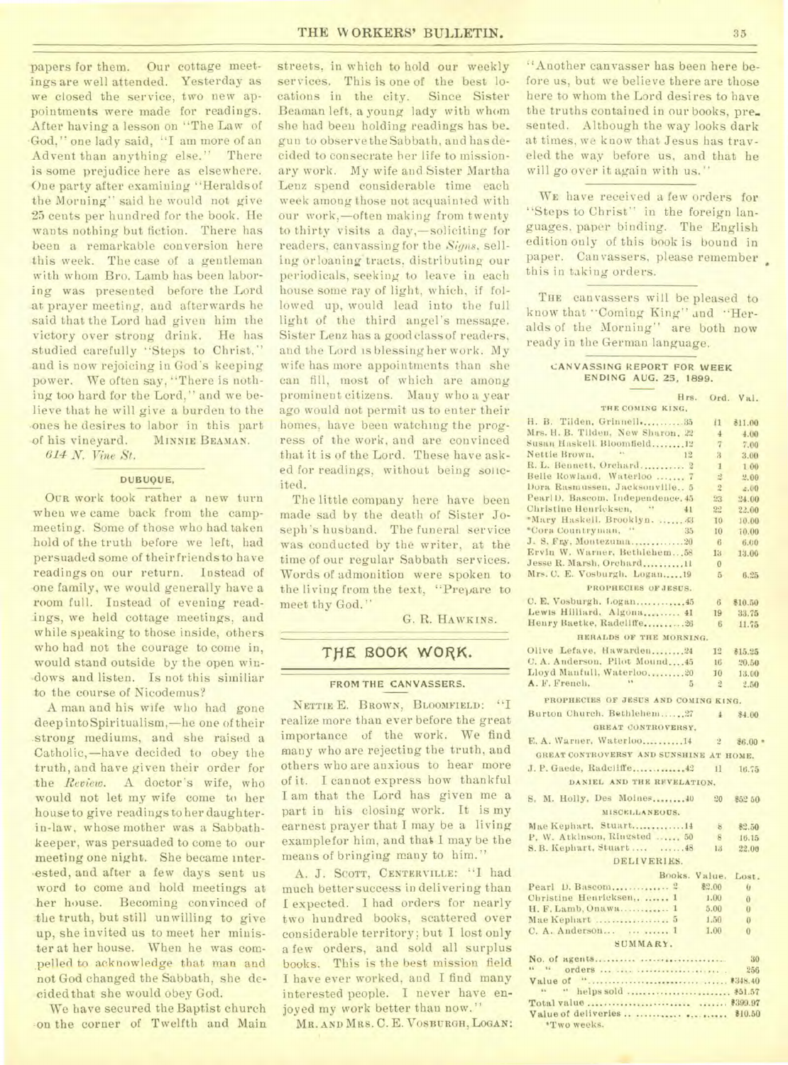papers for them. Our cottage meetings are well attended. Yesterday as we closed the service, two new appointments were made for readings. After having a lesson on "The Law of God," one lady said, "I am more of an Advent than anything else." There is some prejudice here as elsewhere. One party after examining "Heralds of the Morning" said he would not give 25 cents per hundred for the book. He wants nothing but fiction. There has been a remarkable conversion here this week. The case of a gentleman with whom Bro. Lamb has been laboring was presented before the Lord at prayer meeting, and afterwards he said that the Lord had given him the victory over strong drink. He has studied carefully "Steps to Christ," and is now rejoicing in God's keeping power. We often say, "There is nothing too hard for the Lord," and we believe that he will give a burden to the ones he desires to labor in this part of his vineyard. MINNIE BEAMAN.

*614 N. Vine St.*

### DUBUQUE.

OUR work took rather a new turn when we came back from the campmeeting. Some of those who had taken hold of the truth before we left, had persuaded some of their friends to have readings on our return. Instead of one family, we would generally have a room full. Instead of evening readings, we held cottage meetings, and while speaking to those inside, others who had not the courage to come in, would stand outside by the open windows and listen. Is not this similiar to the course of Nicodemus?

A man and his wife who had gone deep into Spiritualism,—he one of their strong mediums, and she raised a Catholic,—have decided to obey the truth, and have given their order for the *Review*. A doctor's wife, who would not let my wife come to her house to give readings to her daughter-in-law, whose mother was a Sabbath-keeper, was persuaded to come to our meeting one night. She became interested, and after a few days sent us word to come and hold meetings at her house. Becoming convinced of the truth, but still unwilling to give up, she invited us to meet her minister at her house. When he was compelled to acknowledge that man and not God changed the Sabbath, she decided that she would obey God.

We have secured the Baptist church on the corner of Twelfth and Main streets, in which to hold our weekly services. This is one of the best locations in the city. Since Sister Beaman left, a young lady with whom she had been holding readings has begun to observe the Sabbath, and has decided to consecrate her life to missionary work. My wife and Sister Martha Lenz spend considerable time each week among those not acquainted with our work,—often making from twenty to thirty visits a day,—soliciting for readers, canvassing for the *Signs*, selling or loaning tracts, distributing our periodicals, seeking to leave in each house some ray of light, which, if followed up, would lead into the full light of the third angel's message. Sister Lenz has a good class of readers, and the Lord is blessing her work. My wife has more appointments than she can fill, most of which are among prominent citizens. Many who a year ago would not permit us to enter their homes, have been watching the progress of the work, and are convinced that it is of the Lord. These have asked for readings, without being solicited.

The little company here have been made sad by the death of Sister Joseph's husband. The funeral service was conducted by the writer, at the time of our regular Sabbath services. Words of admonition were spoken to the living from the text, "Prepare to meet thy God."

G. R. HAWKINS.

## THE BOOK WORK.

### FROM THE CANVASSERS.

NETTIE E. BROWN, BLOOMFIELD: "I realize more than ever before the great importance of the work. We find many who are rejecting the truth, and others who are anxious to hear more of it. I cannot express how thankful I am that the Lord has given me a part in his closing work. It is my earnest prayer that I may be a living example for him, and that I may be the means of bringing many to him."

A. J. SCOTT, CENTERVILLE: "I had much better success in delivering than I expected. I had orders for nearly two hundred books, scattered over considerable territory; but I lost only a few orders, and sold all surplus books. This is the best mission field I have ever worked, and I find many interested people. I never have enjoyed my work better than now."

MR. AND MRS. C. E. VOSBURGH, LOGAN: "Another canvasser has been here before us, but we believe there are those here to whom the Lord desires to have the truths contained in our books, presented. Although the way looks dark at times, we know that Jesus has traveled the way before us, and that he will go over it again with us."

WE have received a few orders for "Steps to Christ" in the foreign languages, paper binding. The English edition only of this book is bound in paper. Canvassers, please remember this in taking orders.

THE canvassers will be pleased to know that "Coming King" and "Heralds of the Morning" are both now ready in the German language.

### CANVASSING REPORT FOR WEEK ENDING AUG. 25, 1899.

| | Hrs. | Ord. | Val. |
|---|---|---|---|
| THE COMING KING. | | | |
| H. B. Tilden, Grinnell | 35 | 11 | $11.00 |
| Mrs. H. B. Tilden, New Sharon | 22 | 4 | 4.00 |
| Susan Haskell, Bloomfield | 12 | 7 | 7.00 |
| Nettie Brown, " | 12 | 3 | 3.00 |
| R. L. Bennett, Orchard | 2 | 1 | 1.00 |
| Belle Rowland, Waterloo | 7 | 2 | 2.00 |
| Dora Rasmussen, Jacksonville | 5 | 2 | 2.00 |
| Pearl D. Bascom, Independence | 45 | 23 | 24.00 |
| Christine Henricksen, " | 41 | 22 | 22.00 |
| *Mary Haskell, Brooklyn | 43 | 10 | 10.00 |
| *Cora Countryman, " | 35 | 10 | 10.00 |
| J. S. Fry, Montezuma | 20 | 6 | 6.00 |
| Ervin W. Warner, Bethlehem | 58 | 13 | 13.00 |
| Jesse R. Marsh, Orchard | 11 | 0 | |
| Mrs. C. E. Vosburgh, Logan | 19 | 5 | 6.25 |
| PROPHECIES OF JESUS. | | | |
| C. E. Vosburgh, Logan | 45 | 6 | $10.50 |
| Lewis Hilliard, Algona | 41 | 19 | 33.75 |
| Henry Baetke, Radcliffe | 26 | 6 | 11.75 |
| HERALDS OF THE MORNING. | | | |
| Olive Lefave, Hawarden | 24 | 12 | $15.25 |
| C. A. Anderson, Pilot Mound | 45 | 16 | 20.50 |
| Lloyd Manfull, Waterloo | 20 | 10 | 13.00 |
| A. F. French, " | 5 | 2 | 2.50 |
| PROPHECIES OF JESUS AND COMING KING. | | | |
| Burton Church, Bethlehem | 27 | 4 | $4.00 |
| GREAT CONTROVERSY. | | | |
| E. A. Warner, Waterloo | 14 | 2 | $6.00 |
| GREAT CONTROVERSY AND SUNSHINE AT HOME. | | | |
| J. P. Gaede, Radcliffe | 42 | 11 | 16.75 |
| DANIEL AND THE REVELATION. | | | |
| S. M. Holly, Des Moines | 40 | 20 | $52 50 |
| MISCELLANEOUS. | | | |
| Mae Kephart, Stuart | 14 | 8 | $2.50 |
| P. W. Atkinson, Ringsted | 50 | 8 | 16.15 |
| S. B. Kephart, Stuart | 48 | 13 | 22.00 |

### DELIVERIES.

| | Books. | Value. | Lost. |
|---|---|---|---|
| Pearl D. Bascom | 2 | $2.00 | 0 |
| Christine Henricksen | 1 | 1.00 | 0 |
| H. F. Lamb, Onawa | 1 | 5.00 | 0 |
| Mae Kephart | 5 | 1.50 | 0 |
| C. A. Anderson | 1 | 1.00 | 0 |

### SUMMARY.

| | |
|---|---|
| No. of agents | 30 |
| " " orders | 256 |
| Value of " | $348.40 |
| " " helps sold | $51.57 |
| Total value | $399.97 |
| Value of deliveries | $10.50 |

*Two weeks.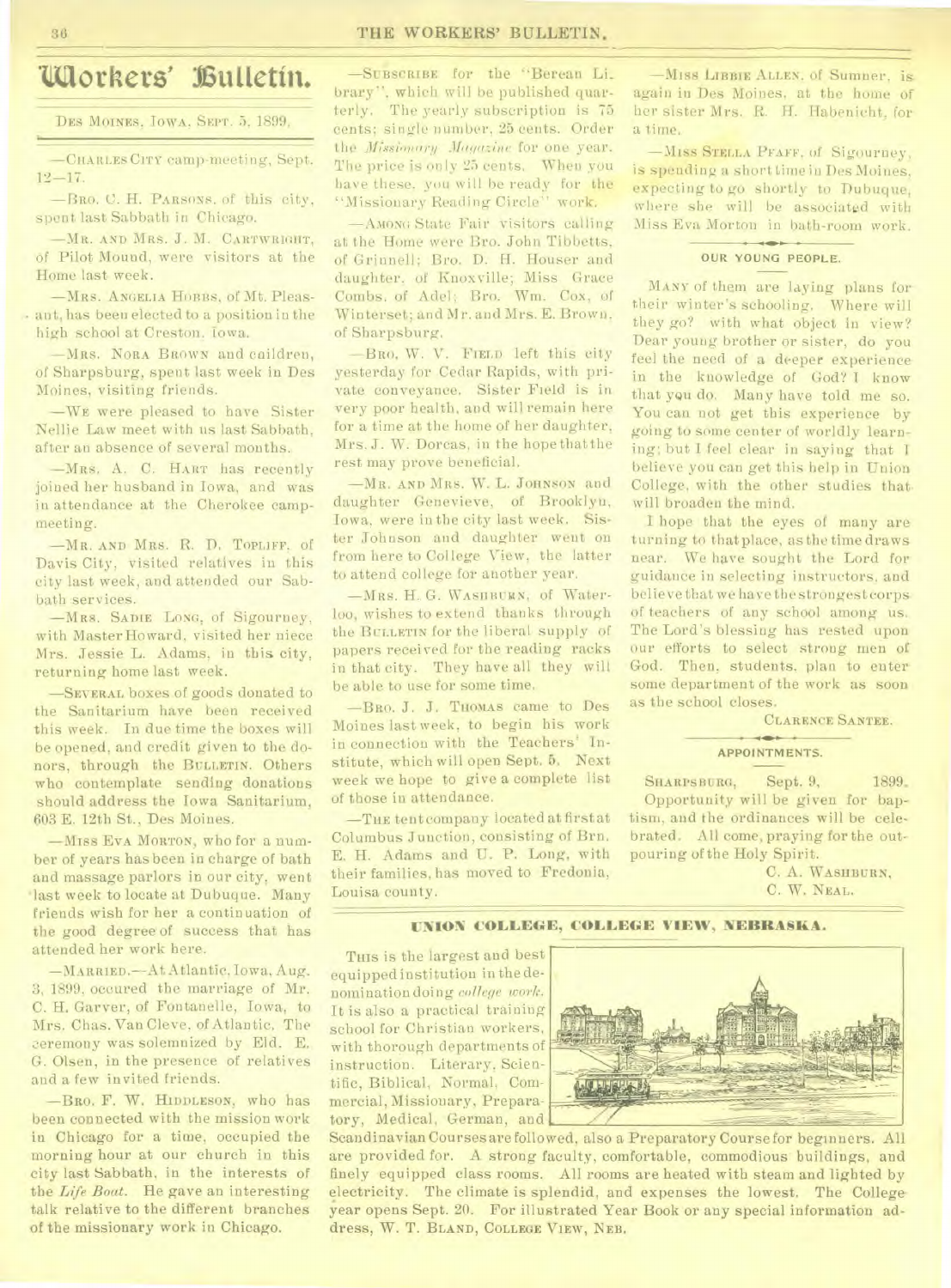# Workers' Bulletin.

DES MOINES, IOWA, SEPT. 5, 1899.

—CHARLES CITY camp-meeting, Sept. 12—17.

—BRO. C. H. PARSONS, of this city, spent last Sabbath in Chicago.

—MR. AND MRS. J. M. CARTWRIGHT, of Pilot Mound, were visitors at the Home last week.

—MRS. ANGELIA HOBBS, of Mt. Pleasant, has been elected to a position in the high school at Creston, Iowa.

—MRS. NORA BROWN and children, of Sharpsburg, spent last week in Des Moines, visiting friends.

—WE were pleased to have Sister Nellie Law meet with us last Sabbath, after an absence of several months.

—MRS. A. C. HART has recently joined her husband in Iowa, and was in attendance at the Cherokee camp-meeting.

—MR. AND MRS. R. D. TOPLIFF, of Davis City, visited relatives in this city last week, and attended our Sabbath services.

—MRS. SADIE LONG, of Sigourney, with Master Howard, visited her niece Mrs. Jessie L. Adams, in this city, returning home last week.

—SEVERAL boxes of goods donated to the Sanitarium have been received this week. In due time the boxes will be opened, and credit given to the donors, through the BULLETIN. Others who contemplate sending donations should address the Iowa Sanitarium, 603 E. 12th St., Des Moines.

—MISS EVA MORTON, who for a number of years has been in charge of bath and massage parlors in our city, went last week to locate at Dubuque. Many friends wish for her a continuation of the good degree of success that has attended her work here.

—MARRIED.—At Atlantic, Iowa, Aug. 3, 1899, occured the marriage of Mr. C. H. Garver, of Fontanelle, Iowa, to Mrs. Chas. Van Cleve, of Atlantic. The ceremony was solemnized by Eld. E. G. Olsen, in the presence of relatives and a few invited friends.

—BRO. F. W. HIDDLESON, who has been connected with the mission work in Chicago for a time, occupied the morning hour at our church in this city last Sabbath, in the interests of the *Life Boat*. He gave an interesting talk relative to the different branches of the missionary work in Chicago.

—SUBSCRIBE for the "Berean Library", which will be published quarterly. The yearly subscription is 75 cents; single number, 25 cents. Order the *Missionary Magazine* for one year. The price is only 25 cents. When you have these, you will be ready for the "Missionary Reading Circle" work.

—AMONG State Fair visitors calling at the Home were Bro. John Tibbetts, of Grinnell; Bro. D. H. Houser and daughter, of Knoxville; Miss Grace Combs, of Adel; Bro. Wm. Cox, of Winterset; and Mr. and Mrs. E. Brown, of Sharpsburg.

—BRO. W. V. FIELD left this city yesterday for Cedar Rapids, with private conveyance. Sister Field is in very poor health, and will remain here for a time at the home of her daughter, Mrs. J. W. Dorcas, in the hope that the rest may prove beneficial.

—MR. AND MRS. W. L. JOHNSON and daughter Genevieve, of Brooklyn, Iowa, were in the city last week. Sister Johnson and daughter went on from here to College View, the latter to attend college for another year.

—MRS. H. G. WASHBURN, of Waterloo, wishes to extend thanks through the BULLETIN for the liberal supply of papers received for the reading racks in that city. They have all they will be able to use for some time.

—BRO. J. J. THOMAS came to Des Moines last week, to begin his work in connection with the Teachers' Institute, which will open Sept. 5. Next week we hope to give a complete list of those in attendance.

—THE tent company located at first at Columbus Junction, consisting of Brn. E. H. Adams and U. P. Long, with their families, has moved to Fredonia, Louisa county.

—MISS LIBBIE ALLEN, of Sumner, is again in Des Moines, at the home of her sister Mrs. R. H. Habenicht, for a time.

—MISS STELLA PFAFF, of Sigourney, is spending a short time in Des Moines, expecting to go shortly to Dubuque, where she will be associated with Miss Eva Morton in bath-room work.

## OUR YOUNG PEOPLE.

MANY of them are laying plans for their winter's schooling. Where will they go? with what object in view? Dear young brother or sister, do you feel the need of a deeper experience in the knowledge of God? I know that you do. Many have told me so. You can not get this experience by going to some center of worldly learning; but I feel clear in saying that I believe you can get this help in Union College, with the other studies that will broaden the mind.

I hope that the eyes of many are turning to that place, as the time draws near. We have sought the Lord for guidance in selecting instructors, and believe that we have the strongest corps of teachers of any school among us. The Lord's blessing has rested upon our efforts to select strong men of God. Then, students, plan to enter some department of the work as soon as the school closes.

CLARENCE SANTEE.

## APPOINTMENTS.

SHARPSBURG, Sept. 9, 1899.

Opportunity will be given for baptism, and the ordinances will be celebrated. All come, praying for the outpouring of the Holy Spirit.

C. A. WASHBURN,
C. W. NEAL.

## UNION COLLEGE, COLLEGE VIEW, NEBRASKA.

THIS is the largest and best equipped institution in the denomination doing *college work*. It is also a practical training school for Christian workers, with thorough departments of instruction. Literary, Scientific, Biblical, Normal, Commercial, Missionary, Preparatory, Medical, German, and Scandinavian Courses are followed, also a Preparatory Course for beginners. All are provided for. A strong faculty, comfortable, commodious buildings, and finely equipped class rooms. All rooms are heated with steam and lighted by electricity. The climate is splendid, and expenses the lowest. The College year opens Sept. 20. For illustrated Year Book or any special information address, W. T. BLAND, COLLEGE VIEW, NEB.